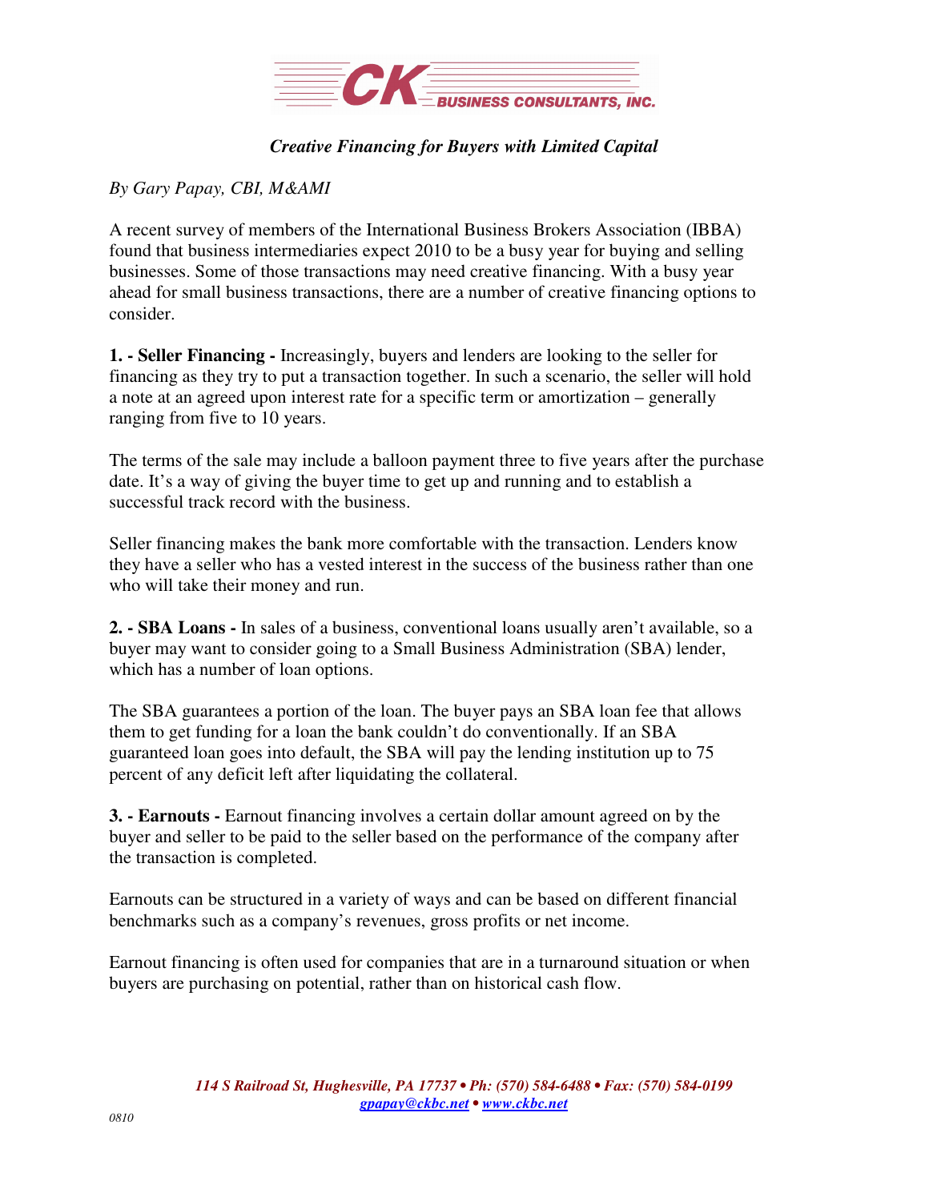CK BUSINESS CONSULTANTS, INC.

# *Creative Financing for Buyers with Limited Capital*

*By Gary Papay, CBI, M&AMI*

A recent survey of members of the International Business Brokers Association (IBBA) found that business intermediaries expect 2010 to be a busy year for buying and selling businesses. Some of those transactions may need creative financing. With a busy year ahead for small business transactions, there are a number of creative financing options to consider.

**1. - Seller Financing -** Increasingly, buyers and lenders are looking to the seller for financing as they try to put a transaction together. In such a scenario, the seller will hold a note at an agreed upon interest rate for a specific term or amortization – generally ranging from five to 10 years.

The terms of the sale may include a balloon payment three to five years after the purchase date. It's a way of giving the buyer time to get up and running and to establish a successful track record with the business.

Seller financing makes the bank more comfortable with the transaction. Lenders know they have a seller who has a vested interest in the success of the business rather than one who will take their money and run.

**2. - SBA Loans -** In sales of a business, conventional loans usually aren't available, so a buyer may want to consider going to a Small Business Administration (SBA) lender, which has a number of loan options.

The SBA guarantees a portion of the loan. The buyer pays an SBA loan fee that allows them to get funding for a loan the bank couldn't do conventionally. If an SBA guaranteed loan goes into default, the SBA will pay the lending institution up to 75 percent of any deficit left after liquidating the collateral.

**3. - Earnouts -** Earnout financing involves a certain dollar amount agreed on by the buyer and seller to be paid to the seller based on the performance of the company after the transaction is completed.

Earnouts can be structured in a variety of ways and can be based on different financial benchmarks such as a company's revenues, gross profits or net income.

Earnout financing is often used for companies that are in a turnaround situation or when buyers are purchasing on potential, rather than on historical cash flow.

*114 S Railroad St, Hughesville, PA 17737 • Ph: (570) 584-6488 • Fax: (570) 584-0199*
*gpapay@ckbc.net • www.ckbc.net*

0810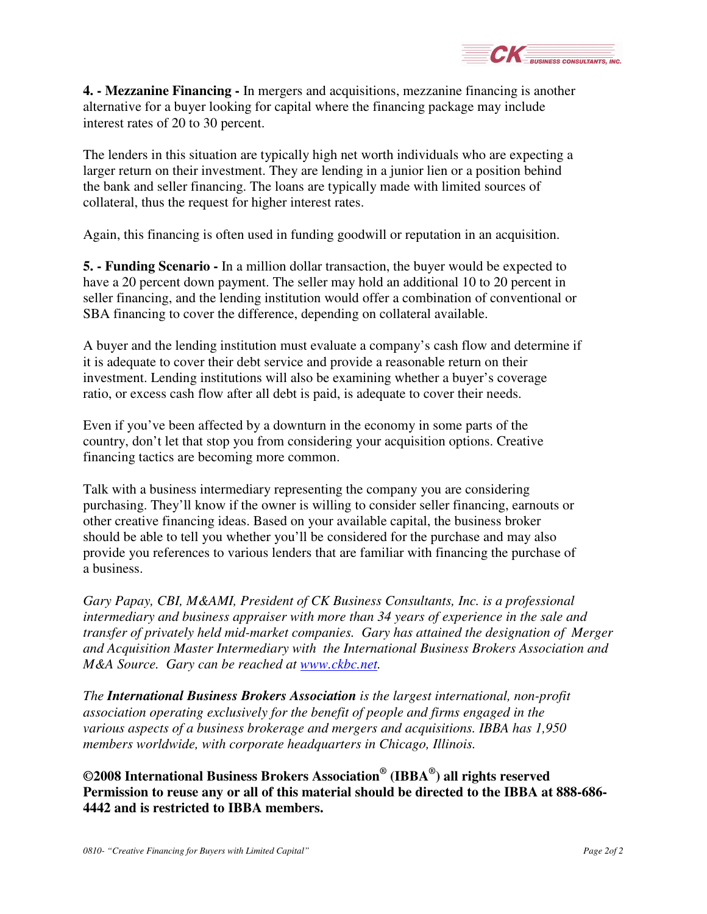**4. - Mezzanine Financing -** In mergers and acquisitions, mezzanine financing is another alternative for a buyer looking for capital where the financing package may include interest rates of 20 to 30 percent.

The lenders in this situation are typically high net worth individuals who are expecting a larger return on their investment. They are lending in a junior lien or a position behind the bank and seller financing. The loans are typically made with limited sources of collateral, thus the request for higher interest rates.

Again, this financing is often used in funding goodwill or reputation in an acquisition.

**5. - Funding Scenario -** In a million dollar transaction, the buyer would be expected to have a 20 percent down payment. The seller may hold an additional 10 to 20 percent in seller financing, and the lending institution would offer a combination of conventional or SBA financing to cover the difference, depending on collateral available.

A buyer and the lending institution must evaluate a company's cash flow and determine if it is adequate to cover their debt service and provide a reasonable return on their investment. Lending institutions will also be examining whether a buyer's coverage ratio, or excess cash flow after all debt is paid, is adequate to cover their needs.

Even if you've been affected by a downturn in the economy in some parts of the country, don't let that stop you from considering your acquisition options. Creative financing tactics are becoming more common.

Talk with a business intermediary representing the company you are considering purchasing. They'll know if the owner is willing to consider seller financing, earnouts or other creative financing ideas. Based on your available capital, the business broker should be able to tell you whether you'll be considered for the purchase and may also provide you references to various lenders that are familiar with financing the purchase of a business.

*Gary Papay, CBI, M&AMI, President of CK Business Consultants, Inc. is a professional intermediary and business appraiser with more than 34 years of experience in the sale and transfer of privately held mid-market companies. Gary has attained the designation of Merger and Acquisition Master Intermediary with the International Business Brokers Association and M&A Source. Gary can be reached at [www.ckbc.net](http://www.ckbc.net).*

*The **International Business Brokers Association** is the largest international, non-profit association operating exclusively for the benefit of people and firms engaged in the various aspects of a business brokerage and mergers and acquisitions. IBBA has 1,950 members worldwide, with corporate headquarters in Chicago, Illinois.*

**©2008 International Business Brokers Association® (IBBA®) all rights reserved
Permission to reuse any or all of this material should be directed to the IBBA at 888-686-4442 and is restricted to IBBA members.**